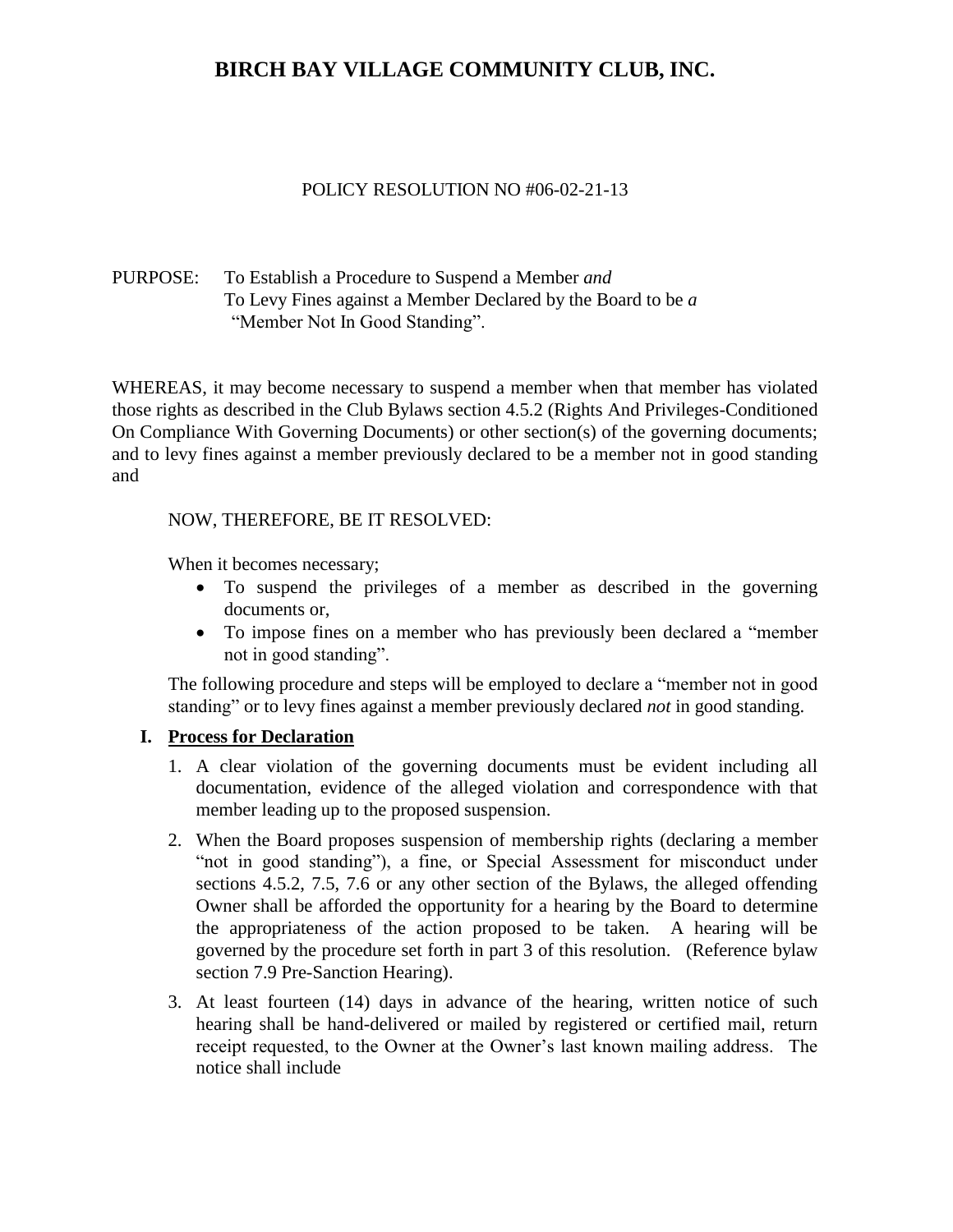# BIRCH BAY VILLAGE COMMUNITY CLUB, INC.

POLICY RESOLUTION NO #06-02-21-13

PURPOSE: To Establish a Procedure to Suspend a Member *and*
To Levy Fines against a Member Declared by the Board to be *a* "Member Not In Good Standing".

WHEREAS, it may become necessary to suspend a member when that member has violated those rights as described in the Club Bylaws section 4.5.2 (Rights And Privileges-Conditioned On Compliance With Governing Documents) or other section(s) of the governing documents; and to levy fines against a member previously declared to be a member not in good standing and

NOW, THEREFORE, BE IT RESOLVED:

When it becomes necessary;

- To suspend the privileges of a member as described in the governing documents or,
- To impose fines on a member who has previously been declared a "member not in good standing".

The following procedure and steps will be employed to declare a "member not in good standing" or to levy fines against a member previously declared *not* in good standing.

## I. <u>Process for Declaration</u>

1. A clear violation of the governing documents must be evident including all documentation, evidence of the alleged violation and correspondence with that member leading up to the proposed suspension.
2. When the Board proposes suspension of membership rights (declaring a member "not in good standing"), a fine, or Special Assessment for misconduct under sections 4.5.2, 7.5, 7.6 or any other section of the Bylaws, the alleged offending Owner shall be afforded the opportunity for a hearing by the Board to determine the appropriateness of the action proposed to be taken. A hearing will be governed by the procedure set forth in part 3 of this resolution. (Reference bylaw section 7.9 Pre-Sanction Hearing).
3. At least fourteen (14) days in advance of the hearing, written notice of such hearing shall be hand-delivered or mailed by registered or certified mail, return receipt requested, to the Owner at the Owner's last known mailing address. The notice shall include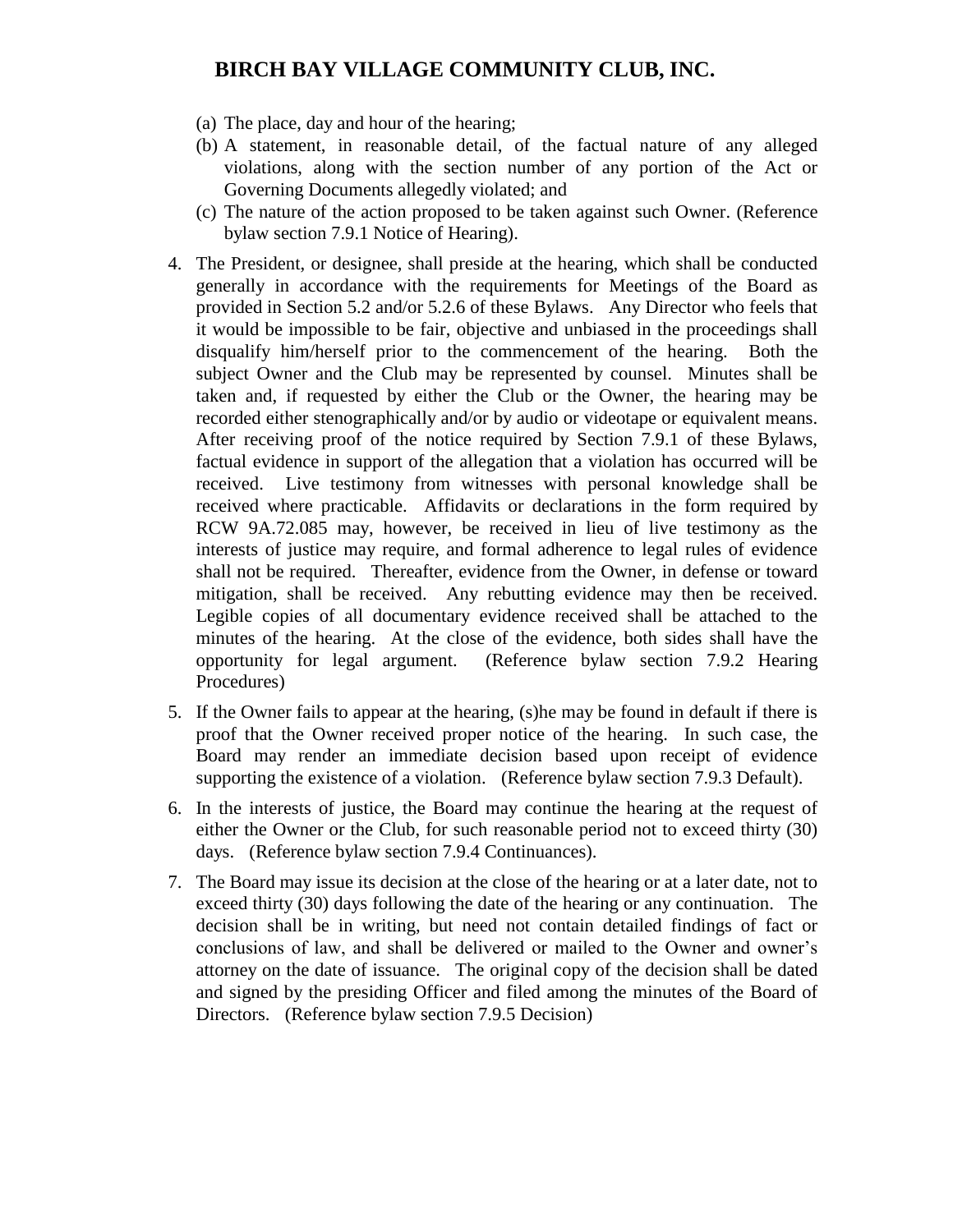(a) The place, day and hour of the hearing;
(b) A statement, in reasonable detail, of the factual nature of any alleged violations, along with the section number of any portion of the Act or Governing Documents allegedly violated; and
(c) The nature of the action proposed to be taken against such Owner. (Reference bylaw section 7.9.1 Notice of Hearing).

4. The President, or designee, shall preside at the hearing, which shall be conducted generally in accordance with the requirements for Meetings of the Board as provided in Section 5.2 and/or 5.2.6 of these Bylaws. Any Director who feels that it would be impossible to be fair, objective and unbiased in the proceedings shall disqualify him/herself prior to the commencement of the hearing. Both the subject Owner and the Club may be represented by counsel. Minutes shall be taken and, if requested by either the Club or the Owner, the hearing may be recorded either stenographically and/or by audio or videotape or equivalent means. After receiving proof of the notice required by Section 7.9.1 of these Bylaws, factual evidence in support of the allegation that a violation has occurred will be received. Live testimony from witnesses with personal knowledge shall be received where practicable. Affidavits or declarations in the form required by RCW 9A.72.085 may, however, be received in lieu of live testimony as the interests of justice may require, and formal adherence to legal rules of evidence shall not be required. Thereafter, evidence from the Owner, in defense or toward mitigation, shall be received. Any rebutting evidence may then be received. Legible copies of all documentary evidence received shall be attached to the minutes of the hearing. At the close of the evidence, both sides shall have the opportunity for legal argument. (Reference bylaw section 7.9.2 Hearing Procedures)

5. If the Owner fails to appear at the hearing, (s)he may be found in default if there is proof that the Owner received proper notice of the hearing. In such case, the Board may render an immediate decision based upon receipt of evidence supporting the existence of a violation. (Reference bylaw section 7.9.3 Default).

6. In the interests of justice, the Board may continue the hearing at the request of either the Owner or the Club, for such reasonable period not to exceed thirty (30) days. (Reference bylaw section 7.9.4 Continuances).

7. The Board may issue its decision at the close of the hearing or at a later date, not to exceed thirty (30) days following the date of the hearing or any continuation. The decision shall be in writing, but need not contain detailed findings of fact or conclusions of law, and shall be delivered or mailed to the Owner and owner's attorney on the date of issuance. The original copy of the decision shall be dated and signed by the presiding Officer and filed among the minutes of the Board of Directors. (Reference bylaw section 7.9.5 Decision)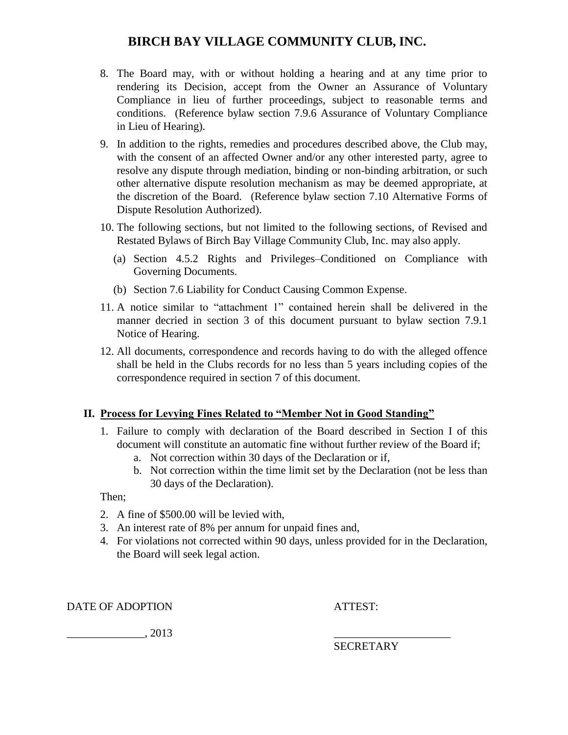8. The Board may, with or without holding a hearing and at any time prior to rendering its Decision, accept from the Owner an Assurance of Voluntary Compliance in lieu of further proceedings, subject to reasonable terms and conditions. (Reference bylaw section 7.9.6 Assurance of Voluntary Compliance in Lieu of Hearing).

9. In addition to the rights, remedies and procedures described above, the Club may, with the consent of an affected Owner and/or any other interested party, agree to resolve any dispute through mediation, binding or non-binding arbitration, or such other alternative dispute resolution mechanism as may be deemed appropriate, at the discretion of the Board. (Reference bylaw section 7.10 Alternative Forms of Dispute Resolution Authorized).

10. The following sections, but not limited to the following sections, of Revised and Restated Bylaws of Birch Bay Village Community Club, Inc. may also apply.
    (a) Section 4.5.2 Rights and Privileges–Conditioned on Compliance with Governing Documents.
    (b) Section 7.6 Liability for Conduct Causing Common Expense.

11. A notice similar to "attachment 1" contained herein shall be delivered in the manner decried in section 3 of this document pursuant to bylaw section 7.9.1 Notice of Hearing.

12. All documents, correspondence and records having to do with the alleged offence shall be held in the Clubs records for no less than 5 years including copies of the correspondence required in section 7 of this document.

## II. Process for Levying Fines Related to "Member Not in Good Standing"

1. Failure to comply with declaration of the Board described in Section I of this document will constitute an automatic fine without further review of the Board if;
    a. Not correction within 30 days of the Declaration or if,
    b. Not correction within the time limit set by the Declaration (not be less than 30 days of the Declaration).

Then;

2. A fine of $500.00 will be levied with,
3. An interest rate of 8% per annum for unpaid fines and,
4. For violations not corrected within 90 days, unless provided for in the Declaration, the Board will seek legal action.

DATE OF ADOPTION

______________, 2013

ATTEST:

_____________________
SECRETARY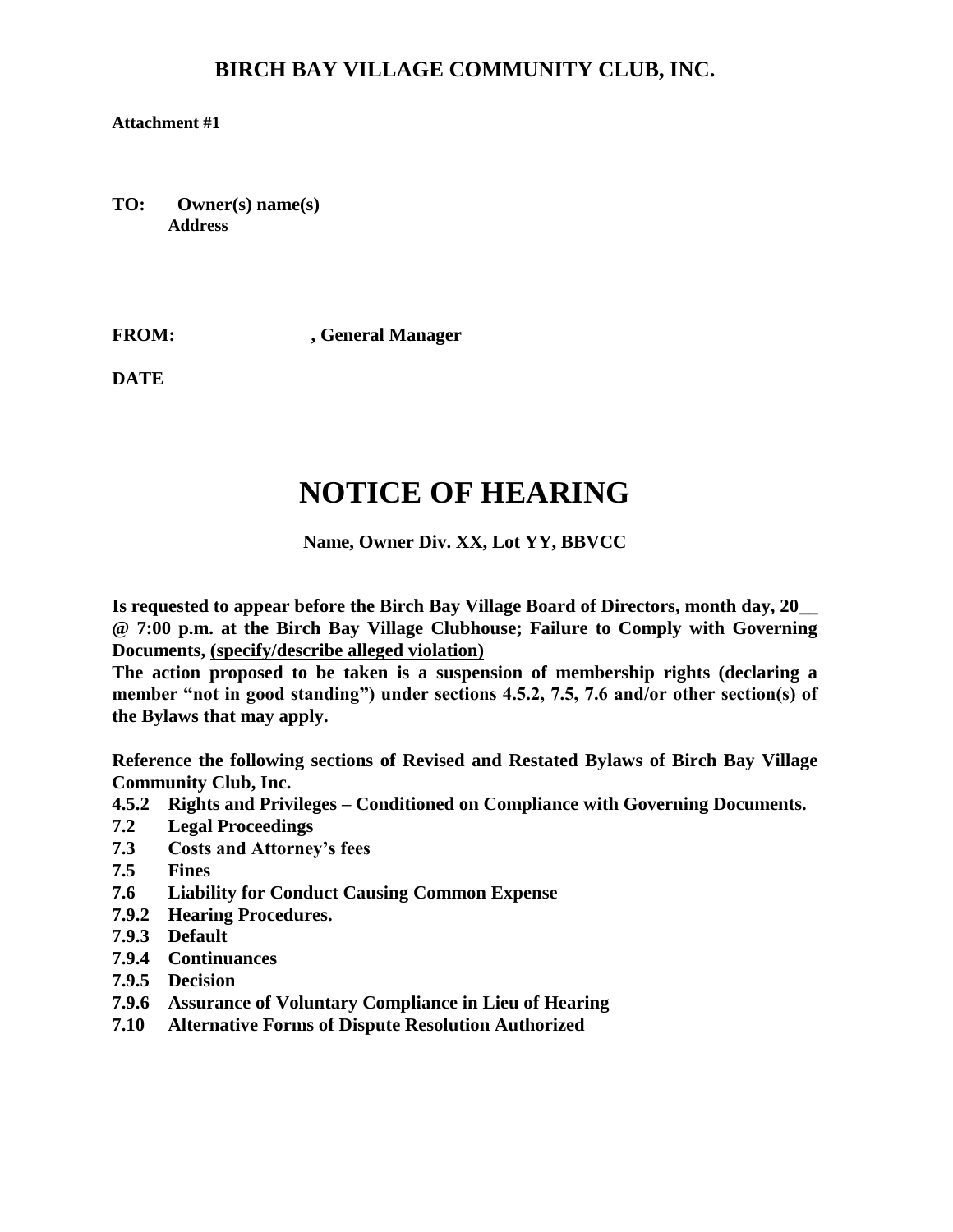**BIRCH BAY VILLAGE COMMUNITY CLUB, INC.**

**Attachment #1**

**TO: Owner(s) name(s)**
**Address**

**FROM: , General Manager**

**DATE**

# NOTICE OF HEARING

**Name, Owner Div. XX, Lot YY, BBVCC**

**Is requested to appear before the Birch Bay Village Board of Directors, month day, 20__ @ 7:00 p.m. at the Birch Bay Village Clubhouse; Failure to Comply with Governing Documents, (specify/describe alleged violation)**
**The action proposed to be taken is a suspension of membership rights (declaring a member "not in good standing") under sections 4.5.2, 7.5, 7.6 and/or other section(s) of the Bylaws that may apply.**

**Reference the following sections of Revised and Restated Bylaws of Birch Bay Village Community Club, Inc.**

**4.5.2 Rights and Privileges – Conditioned on Compliance with Governing Documents.**
**7.2 Legal Proceedings**
**7.3 Costs and Attorney's fees**
**7.5 Fines**
**7.6 Liability for Conduct Causing Common Expense**
**7.9.2 Hearing Procedures.**
**7.9.3 Default**
**7.9.4 Continuances**
**7.9.5 Decision**
**7.9.6 Assurance of Voluntary Compliance in Lieu of Hearing**
**7.10 Alternative Forms of Dispute Resolution Authorized**